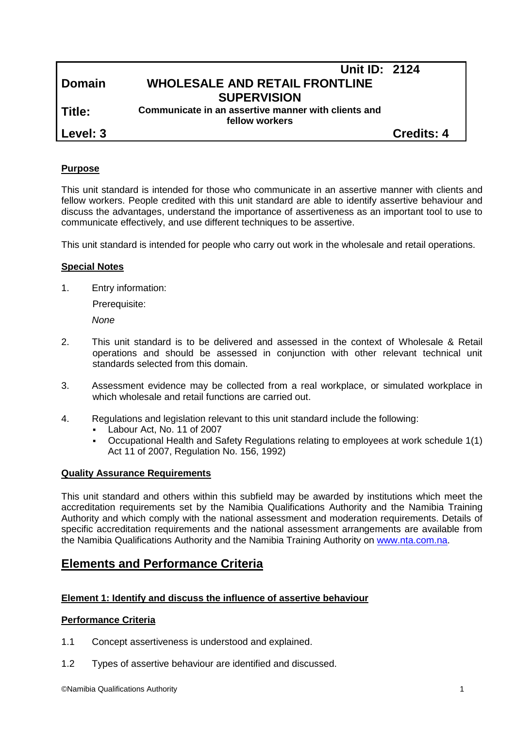| | | |
|---|---|---|
| | | **Unit ID: 2124** |
| **Domain** | **WHOLESALE AND RETAIL FRONTLINE SUPERVISION** | |
| **Title:** | **Communicate in an assertive manner with clients and fellow workers** | |
| **Level: 3** | | **Credits: 4** |

## Purpose

This unit standard is intended for those who communicate in an assertive manner with clients and fellow workers. People credited with this unit standard are able to identify assertive behaviour and discuss the advantages, understand the importance of assertiveness as an important tool to use to communicate effectively, and use different techniques to be assertive.

This unit standard is intended for people who carry out work in the wholesale and retail operations.

## Special Notes

1. Entry information:

   Prerequisite:

   *None*

2. This unit standard is to be delivered and assessed in the context of Wholesale & Retail operations and should be assessed in conjunction with other relevant technical unit standards selected from this domain.

3. Assessment evidence may be collected from a real workplace, or simulated workplace in which wholesale and retail functions are carried out.

4. Regulations and legislation relevant to this unit standard include the following:
   - Labour Act, No. 11 of 2007
   - Occupational Health and Safety Regulations relating to employees at work schedule 1(1) Act 11 of 2007, Regulation No. 156, 1992)

## Quality Assurance Requirements

This unit standard and others within this subfield may be awarded by institutions which meet the accreditation requirements set by the Namibia Qualifications Authority and the Namibia Training Authority and which comply with the national assessment and moderation requirements. Details of specific accreditation requirements and the national assessment arrangements are available from the Namibia Qualifications Authority and the Namibia Training Authority on www.nta.com.na.

# Elements and Performance Criteria

### Element 1: Identify and discuss the influence of assertive behaviour

#### Performance Criteria

1.1 Concept assertiveness is understood and explained.

1.2 Types of assertive behaviour are identified and discussed.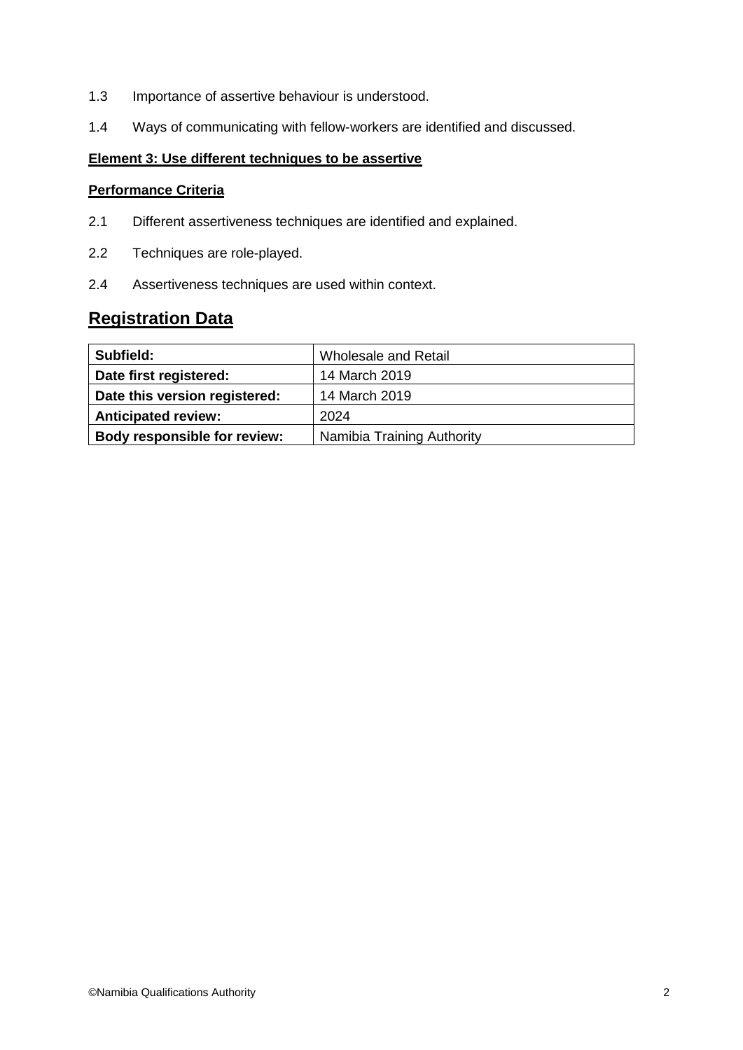1.3 Importance of assertive behaviour is understood.

1.4 Ways of communicating with fellow-workers are identified and discussed.

**Element 3: Use different techniques to be assertive**

**Performance Criteria**

2.1 Different assertiveness techniques are identified and explained.

2.2 Techniques are role-played.

2.4 Assertiveness techniques are used within context.

## Registration Data

| | |
|---|---|
| **Subfield:** | Wholesale and Retail |
| **Date first registered:** | 14 March 2019 |
| **Date this version registered:** | 14 March 2019 |
| **Anticipated review:** | 2024 |
| **Body responsible for review:** | Namibia Training Authority |